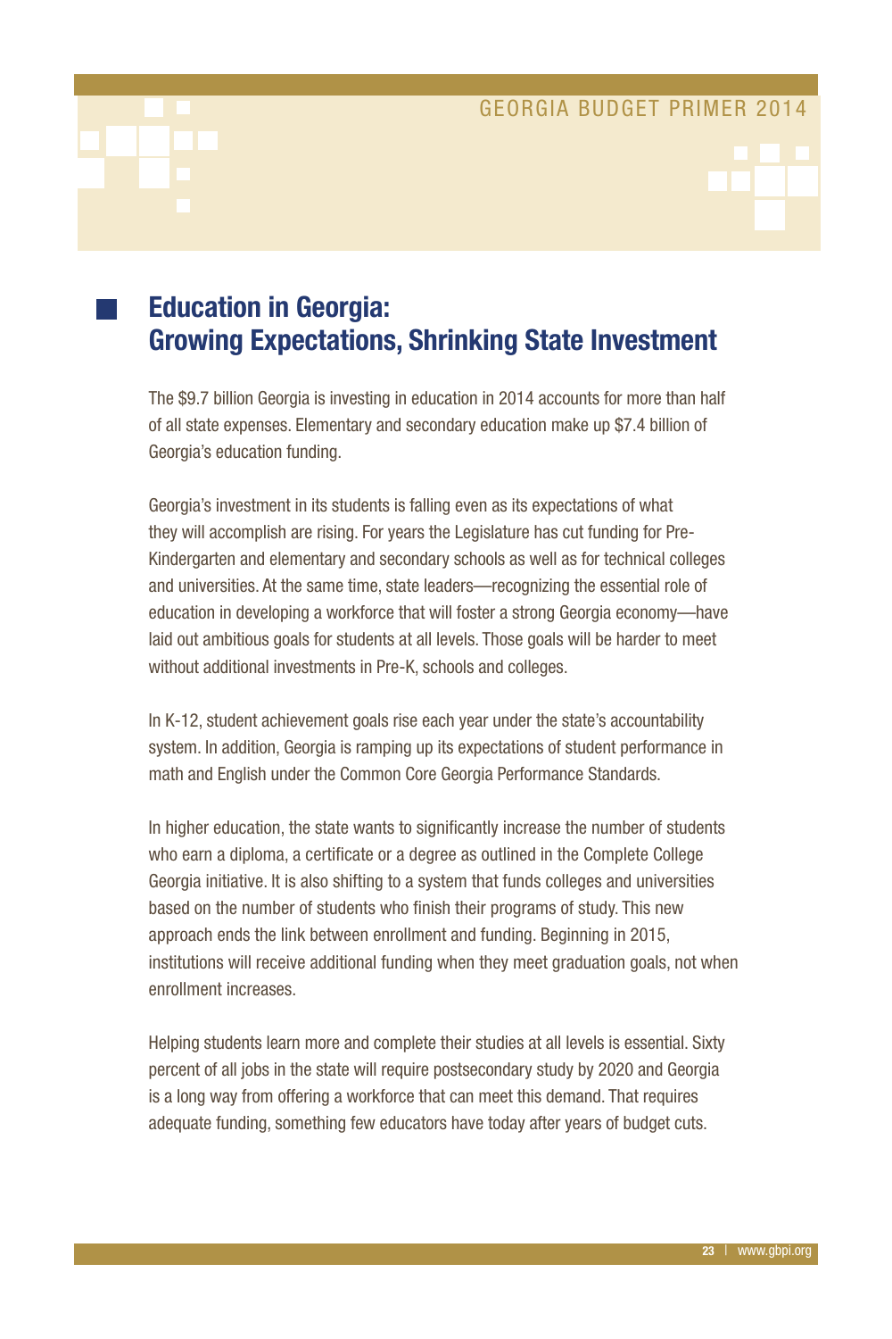# Education in Georgia: Growing Expectations, Shrinking State Investment

The $9.7 billion Georgia is investing in education in 2014 accounts for more than half of all state expenses. Elementary and secondary education make up $7.4 billion of Georgia's education funding.

Georgia's investment in its students is falling even as its expectations of what they will accomplish are rising. For years the Legislature has cut funding for Pre-Kindergarten and elementary and secondary schools as well as for technical colleges and universities. At the same time, state leaders—recognizing the essential role of education in developing a workforce that will foster a strong Georgia economy—have laid out ambitious goals for students at all levels. Those goals will be harder to meet without additional investments in Pre-K, schools and colleges.

In K-12, student achievement goals rise each year under the state's accountability system. In addition, Georgia is ramping up its expectations of student performance in math and English under the Common Core Georgia Performance Standards.

In higher education, the state wants to significantly increase the number of students who earn a diploma, a certificate or a degree as outlined in the Complete College Georgia initiative. It is also shifting to a system that funds colleges and universities based on the number of students who finish their programs of study. This new approach ends the link between enrollment and funding. Beginning in 2015, institutions will receive additional funding when they meet graduation goals, not when enrollment increases.

Helping students learn more and complete their studies at all levels is essential. Sixty percent of all jobs in the state will require postsecondary study by 2020 and Georgia is a long way from offering a workforce that can meet this demand. That requires adequate funding, something few educators have today after years of budget cuts.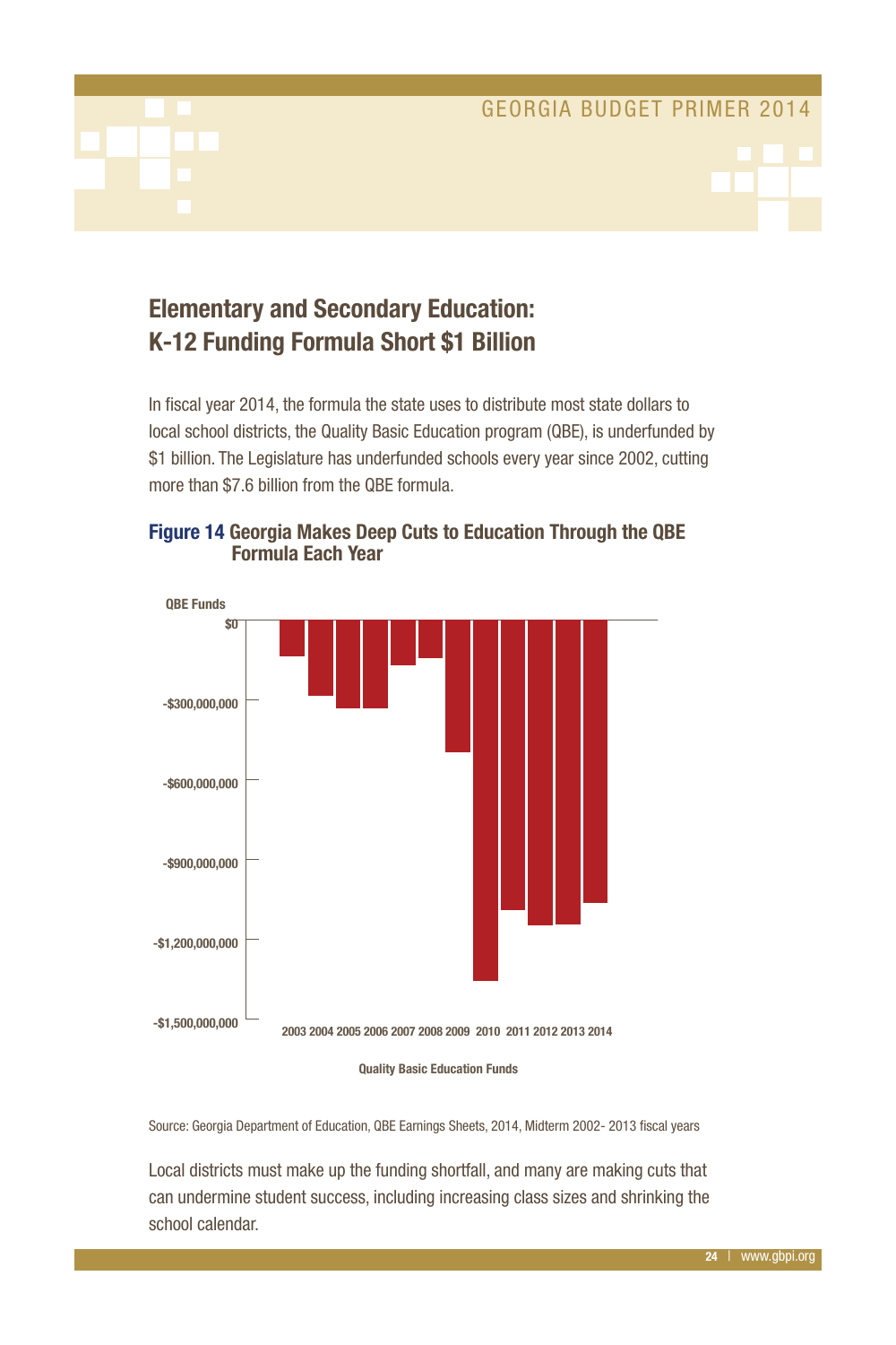## Elementary and Secondary Education: K-12 Funding Formula Short $1 Billion

In fiscal year 2014, the formula the state uses to distribute most state dollars to local school districts, the Quality Basic Education program (QBE), is underfunded by $1 billion. The Legislature has underfunded schools every year since 2002, cutting more than $7.6 billion from the QBE formula.

**Figure 14 Georgia Makes Deep Cuts to Education Through the QBE Formula Each Year**

QBE Funds

$0

-$300,000,000

-$600,000,000

-$900,000,000

-$1,200,000,000

-$1,500,000,000

2003 2004 2005 2006 2007 2008 2009 2010 2011 2012 2013 2014

Quality Basic Education Funds

Source: Georgia Department of Education, QBE Earnings Sheets, 2014, Midterm 2002- 2013 fiscal years

Local districts must make up the funding shortfall, and many are making cuts that can undermine student success, including increasing class sizes and shrinking the school calendar.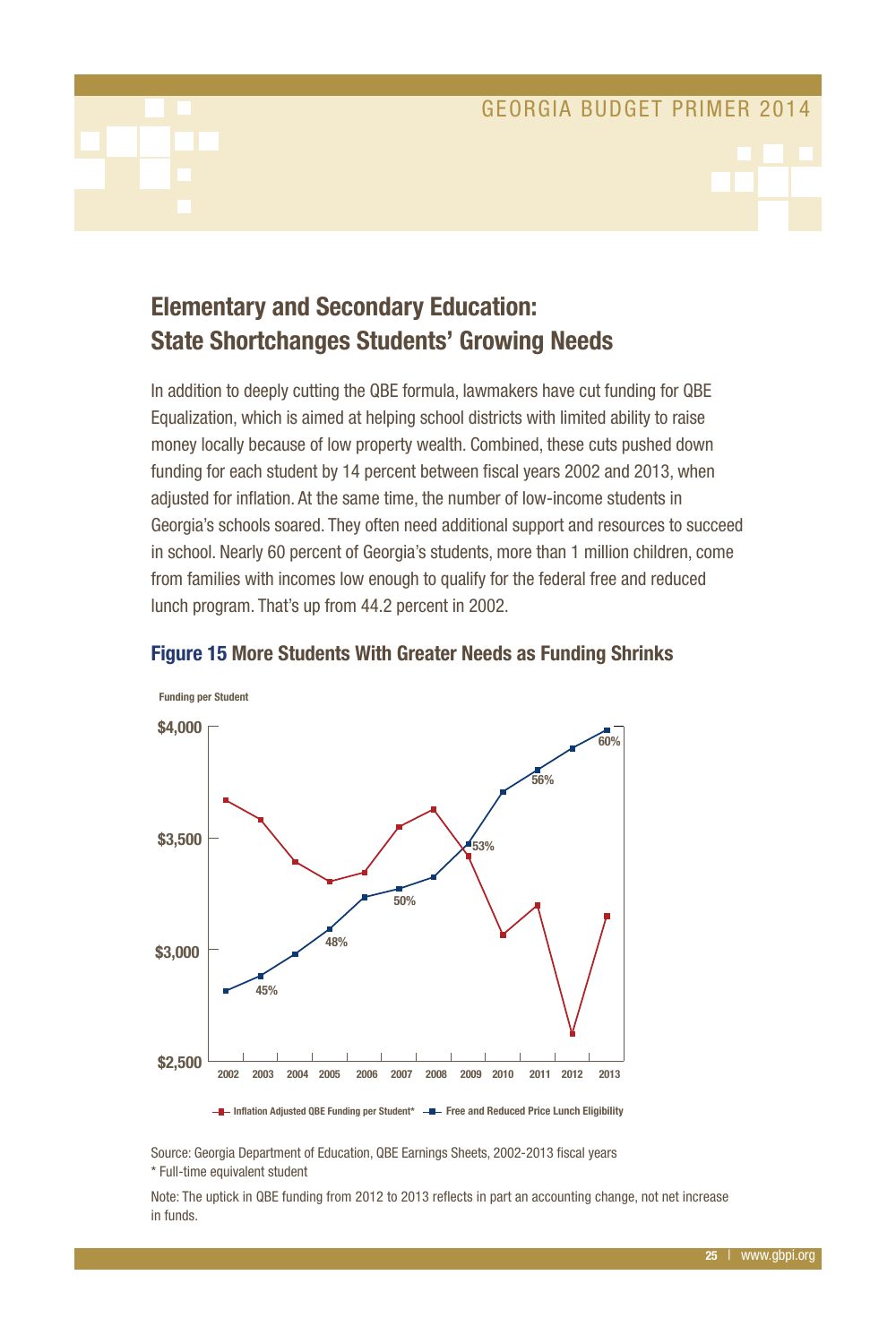## Elementary and Secondary Education: State Shortchanges Students' Growing Needs

In addition to deeply cutting the QBE formula, lawmakers have cut funding for QBE Equalization, which is aimed at helping school districts with limited ability to raise money locally because of low property wealth. Combined, these cuts pushed down funding for each student by 14 percent between fiscal years 2002 and 2013, when adjusted for inflation. At the same time, the number of low-income students in Georgia's schools soared. They often need additional support and resources to succeed in school. Nearly 60 percent of Georgia's students, more than 1 million children, come from families with incomes low enough to qualify for the federal free and reduced lunch program. That's up from 44.2 percent in 2002.

**Figure 15** More Students With Greater Needs as Funding Shrinks

Funding per Student

$4,000
$3,500
$3,000
$2,500

2002 2003 2004 2005 2006 2007 2008 2009 2010 2011 2012 2013

45% 48% 50% 53% 56% 60%

Inflation Adjusted QBE Funding per Student* — Free and Reduced Price Lunch Eligibility

Source: Georgia Department of Education, QBE Earnings Sheets, 2002-2013 fiscal years

* Full-time equivalent student

Note: The uptick in QBE funding from 2012 to 2013 reflects in part an accounting change, not net increase in funds.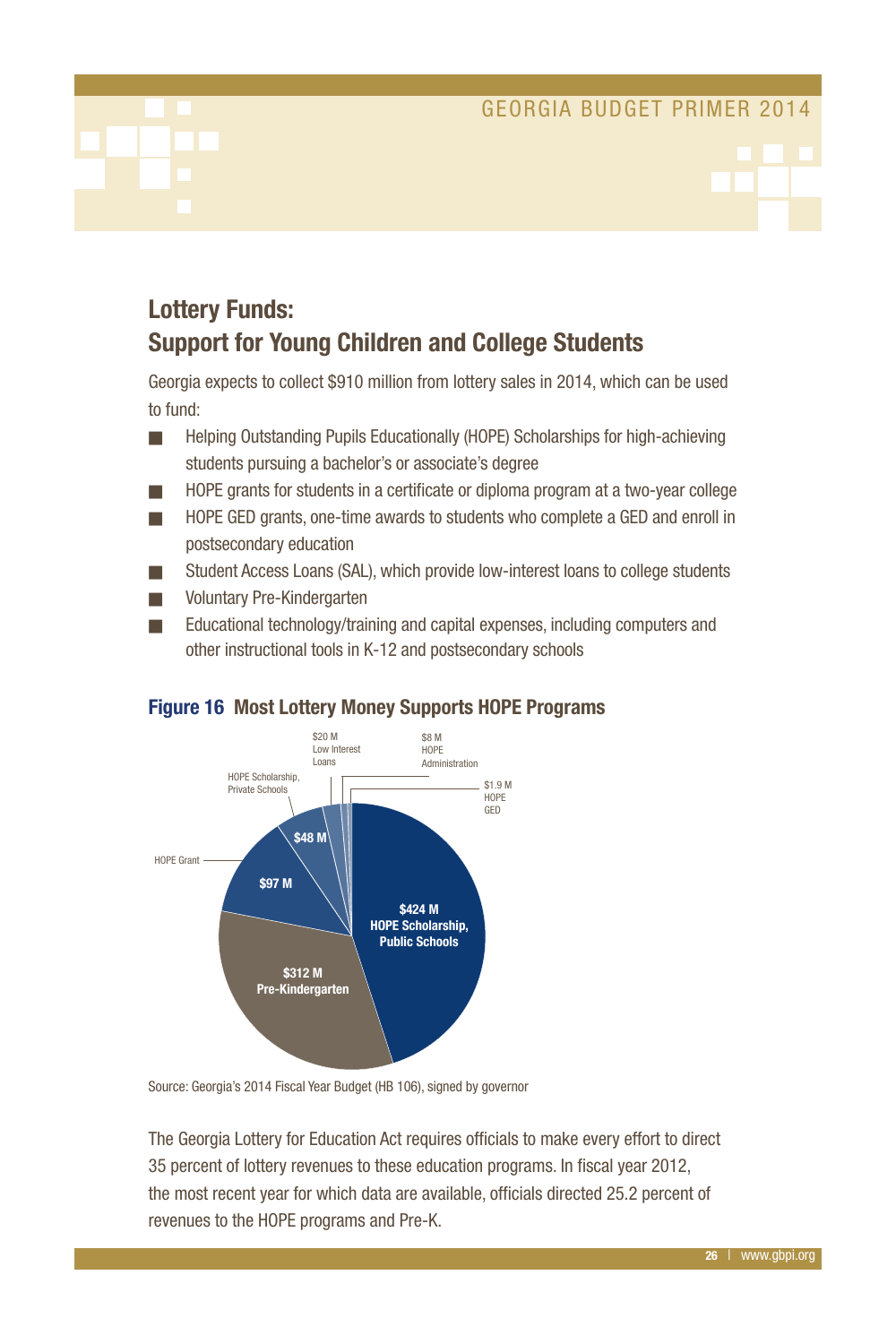## Lottery Funds: Support for Young Children and College Students

Georgia expects to collect $910 million from lottery sales in 2014, which can be used to fund:

- Helping Outstanding Pupils Educationally (HOPE) Scholarships for high-achieving students pursuing a bachelor's or associate's degree
- HOPE grants for students in a certificate or diploma program at a two-year college
- HOPE GED grants, one-time awards to students who complete a GED and enroll in postsecondary education
- Student Access Loans (SAL), which provide low-interest loans to college students
- Voluntary Pre-Kindergarten
- Educational technology/training and capital expenses, including computers and other instructional tools in K-12 and postsecondary schools

**Figure 16 Most Lottery Money Supports HOPE Programs**

| Program | Amount |
|---|---|
| HOPE Scholarship, Public Schools | $424 M |
| Pre-Kindergarten | $312 M |
| HOPE Grant | $97 M |
| HOPE Scholarship, Private Schools | $48 M |
| Low Interest Loans | $20 M |
| HOPE Administration | $8 M |
| HOPE GED | $1.9 M |

Source: Georgia's 2014 Fiscal Year Budget (HB 106), signed by governor

The Georgia Lottery for Education Act requires officials to make every effort to direct 35 percent of lottery revenues to these education programs. In fiscal year 2012, the most recent year for which data are available, officials directed 25.2 percent of revenues to the HOPE programs and Pre-K.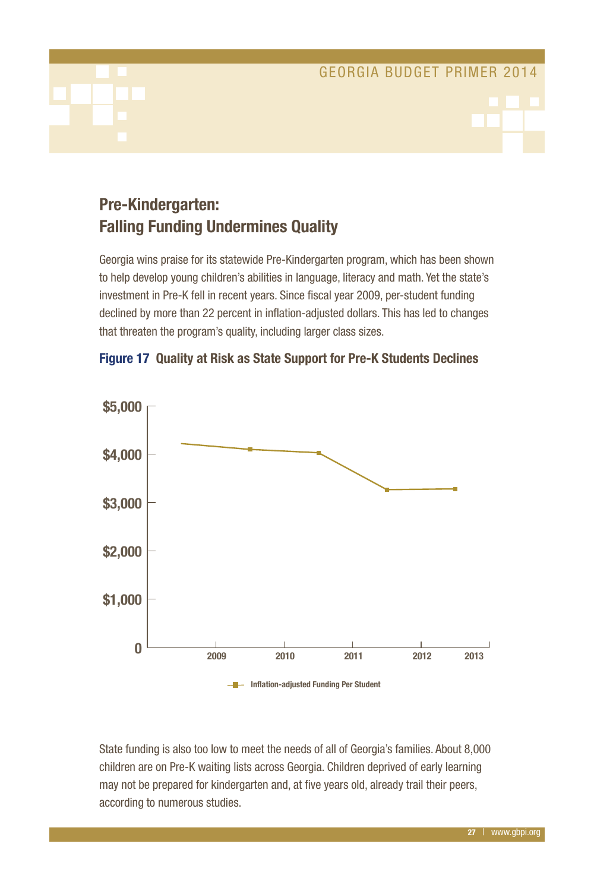## Pre-Kindergarten: Falling Funding Undermines Quality

Georgia wins praise for its statewide Pre-Kindergarten program, which has been shown to help develop young children's abilities in language, literacy and math. Yet the state's investment in Pre-K fell in recent years. Since fiscal year 2009, per-student funding declined by more than 22 percent in inflation-adjusted dollars. This has led to changes that threaten the program's quality, including larger class sizes.

**Figure 17 Quality at Risk as State Support for Pre-K Students Declines**

$5,000
$4,000
$3,000
$2,000
$1,000
0

2009 2010 2011 2012 2013

Inflation-adjusted Funding Per Student

State funding is also too low to meet the needs of all of Georgia's families. About 8,000 children are on Pre-K waiting lists across Georgia. Children deprived of early learning may not be prepared for kindergarten and, at five years old, already trail their peers, according to numerous studies.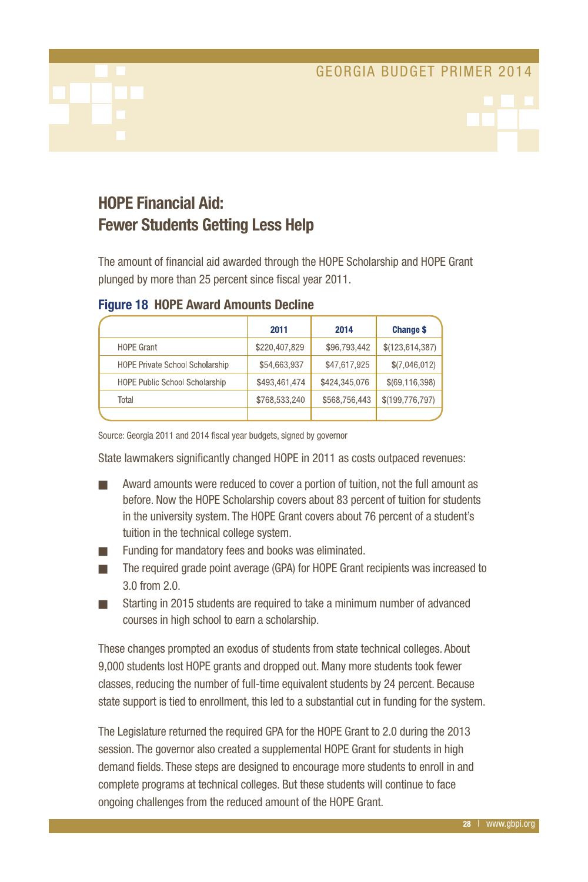## HOPE Financial Aid: Fewer Students Getting Less Help

The amount of financial aid awarded through the HOPE Scholarship and HOPE Grant plunged by more than 25 percent since fiscal year 2011.

**Figure 18 HOPE Award Amounts Decline**

| | 2011 | 2014 | Change $ |
|---|---|---|---|
| HOPE Grant | $220,407,829 | $96,793,442 | $(123,614,387) |
| HOPE Private School Scholarship | $54,663,937 | $47,617,925 | $(7,046,012) |
| HOPE Public School Scholarship | $493,461,474 | $424,345,076 | $(69,116,398) |
| Total | $768,533,240 | $568,756,443 | $(199,776,797) |

Source: Georgia 2011 and 2014 fiscal year budgets, signed by governor

State lawmakers significantly changed HOPE in 2011 as costs outpaced revenues:

- Award amounts were reduced to cover a portion of tuition, not the full amount as before. Now the HOPE Scholarship covers about 83 percent of tuition for students in the university system. The HOPE Grant covers about 76 percent of a student's tuition in the technical college system.
- Funding for mandatory fees and books was eliminated.
- The required grade point average (GPA) for HOPE Grant recipients was increased to 3.0 from 2.0.
- Starting in 2015 students are required to take a minimum number of advanced courses in high school to earn a scholarship.

These changes prompted an exodus of students from state technical colleges. About 9,000 students lost HOPE grants and dropped out. Many more students took fewer classes, reducing the number of full-time equivalent students by 24 percent. Because state support is tied to enrollment, this led to a substantial cut in funding for the system.

The Legislature returned the required GPA for the HOPE Grant to 2.0 during the 2013 session. The governor also created a supplemental HOPE Grant for students in high demand fields. These steps are designed to encourage more students to enroll in and complete programs at technical colleges. But these students will continue to face ongoing challenges from the reduced amount of the HOPE Grant.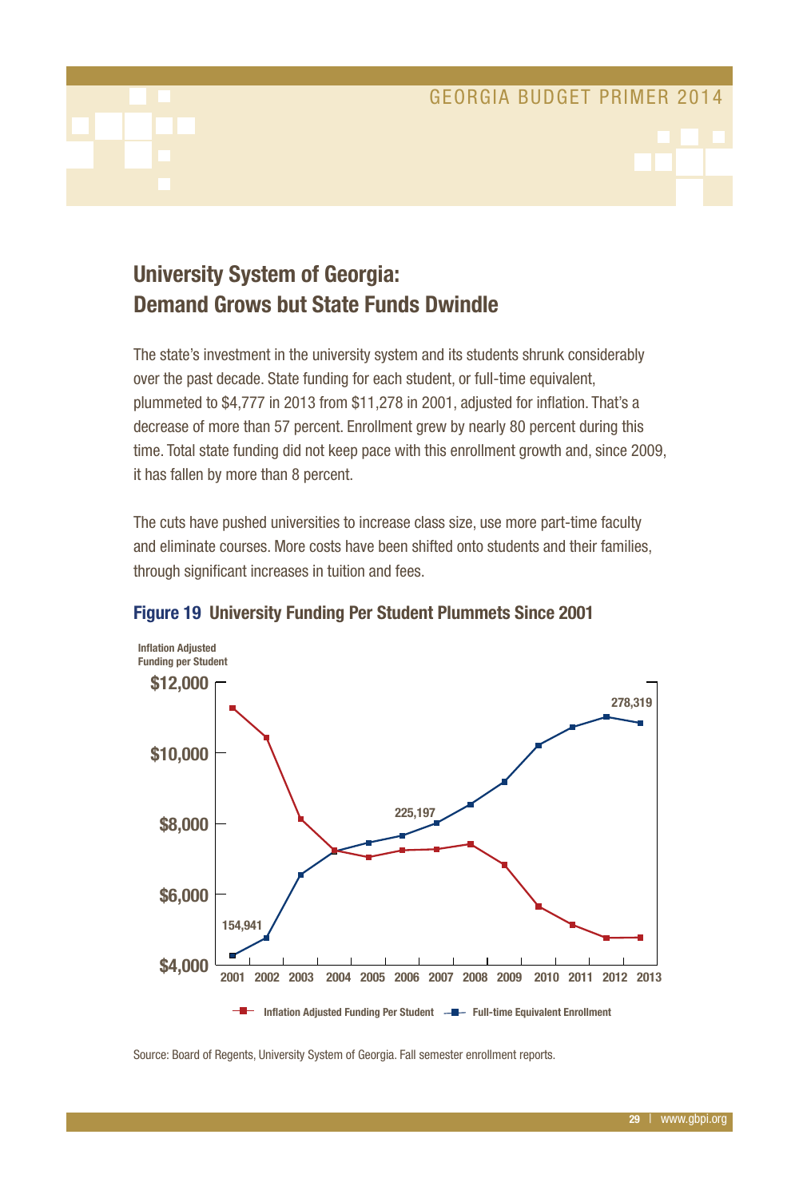## University System of Georgia: Demand Grows but State Funds Dwindle

The state's investment in the university system and its students shrunk considerably over the past decade. State funding for each student, or full-time equivalent, plummeted to $4,777 in 2013 from $11,278 in 2001, adjusted for inflation. That's a decrease of more than 57 percent. Enrollment grew by nearly 80 percent during this time. Total state funding did not keep pace with this enrollment growth and, since 2009, it has fallen by more than 8 percent.

The cuts have pushed universities to increase class size, use more part-time faculty and eliminate courses. More costs have been shifted onto students and their families, through significant increases in tuition and fees.

**Figure 19 University Funding Per Student Plummets Since 2001**

Inflation Adjusted Funding per Student

$12,000
$10,000
$8,000
$6,000
$4,000

2001 2002 2003 2004 2005 2006 2007 2008 2009 2010 2011 2012 2013

154,941 — 225,197 — 278,319

Inflation Adjusted Funding Per Student — Full-time Equivalent Enrollment

Source: Board of Regents, University System of Georgia. Fall semester enrollment reports.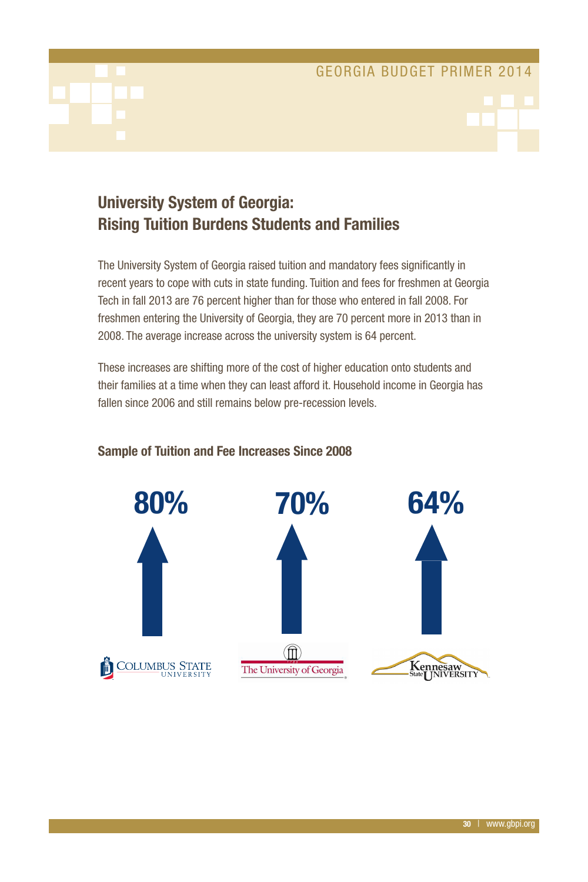## University System of Georgia: Rising Tuition Burdens Students and Families

The University System of Georgia raised tuition and mandatory fees significantly in recent years to cope with cuts in state funding. Tuition and fees for freshmen at Georgia Tech in fall 2013 are 76 percent higher than for those who entered in fall 2008. For freshmen entering the University of Georgia, they are 70 percent more in 2013 than in 2008. The average increase across the university system is 64 percent.

These increases are shifting more of the cost of higher education onto students and their families at a time when they can least afford it. Household income in Georgia has fallen since 2006 and still remains below pre-recession levels.

### Sample of Tuition and Fee Increases Since 2008

| Columbus State University | The University of Georgia | Kennesaw State University |
| --- | --- | --- |
| 80% | 70% | 64% |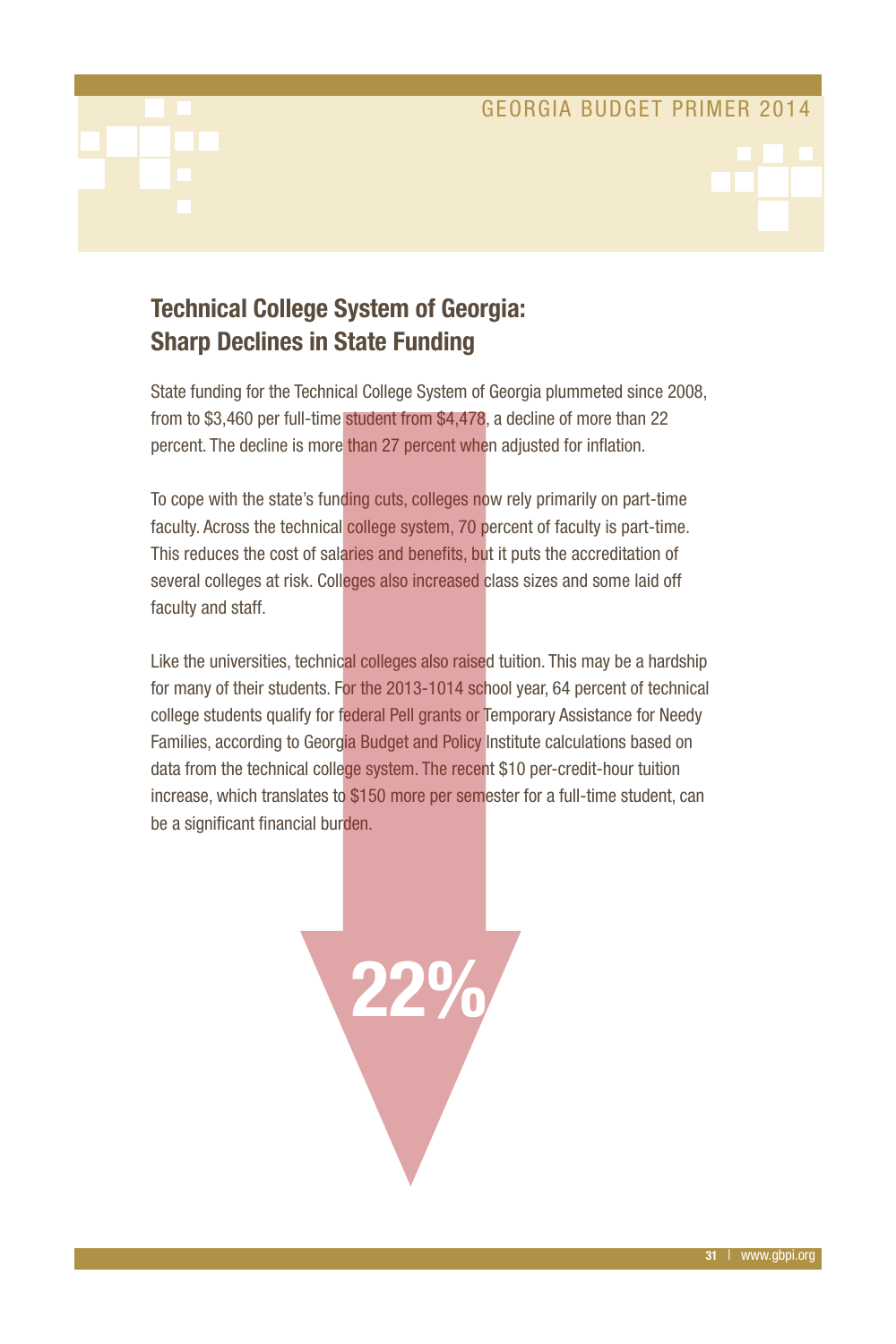## Technical College System of Georgia: Sharp Declines in State Funding

State funding for the Technical College System of Georgia plummeted since 2008, from to $3,460 per full-time student from $4,478, a decline of more than 22 percent. The decline is more than 27 percent when adjusted for inflation.

To cope with the state's funding cuts, colleges now rely primarily on part-time faculty. Across the technical college system, 70 percent of faculty is part-time. This reduces the cost of salaries and benefits, but it puts the accreditation of several colleges at risk. Colleges also increased class sizes and some laid off faculty and staff.

Like the universities, technical colleges also raised tuition. This may be a hardship for many of their students. For the 2013-1014 school year, 64 percent of technical college students qualify for federal Pell grants or Temporary Assistance for Needy Families, according to Georgia Budget and Policy Institute calculations based on data from the technical college system. The recent $10 per-credit-hour tuition increase, which translates to $150 more per semester for a full-time student, can be a significant financial burden.

22%